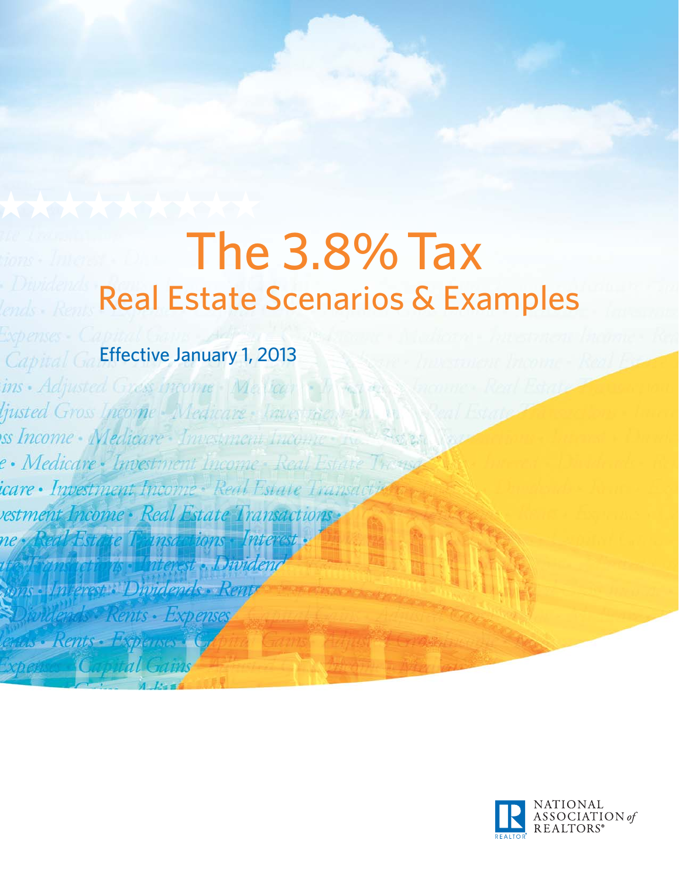# The 3.8% Tax

## Real Estate Scenarios & Examples

Effective January 1, 2013

NATIONAL ASSOCIATION of REALTORS®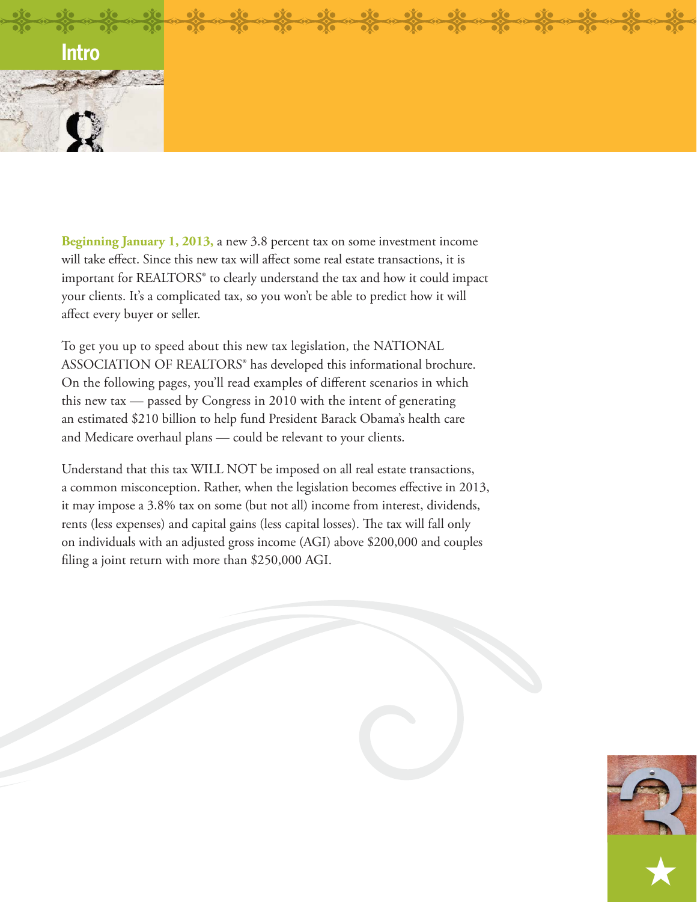## Intro

**Beginning January 1, 2013,** a new 3.8 percent tax on some investment income will take effect. Since this new tax will affect some real estate transactions, it is important for REALTORS® to clearly understand the tax and how it could impact your clients. It's a complicated tax, so you won't be able to predict how it will affect every buyer or seller.

To get you up to speed about this new tax legislation, the NATIONAL ASSOCIATION OF REALTORS® has developed this informational brochure. On the following pages, you'll read examples of different scenarios in which this new tax — passed by Congress in 2010 with the intent of generating an estimated $210 billion to help fund President Barack Obama's health care and Medicare overhaul plans — could be relevant to your clients.

Understand that this tax WILL NOT be imposed on all real estate transactions, a common misconception. Rather, when the legislation becomes effective in 2013, it may impose a 3.8% tax on some (but not all) income from interest, dividends, rents (less expenses) and capital gains (less capital losses). The tax will fall only on individuals with an adjusted gross income (AGI) above $200,000 and couples filing a joint return with more than $250,000 AGI.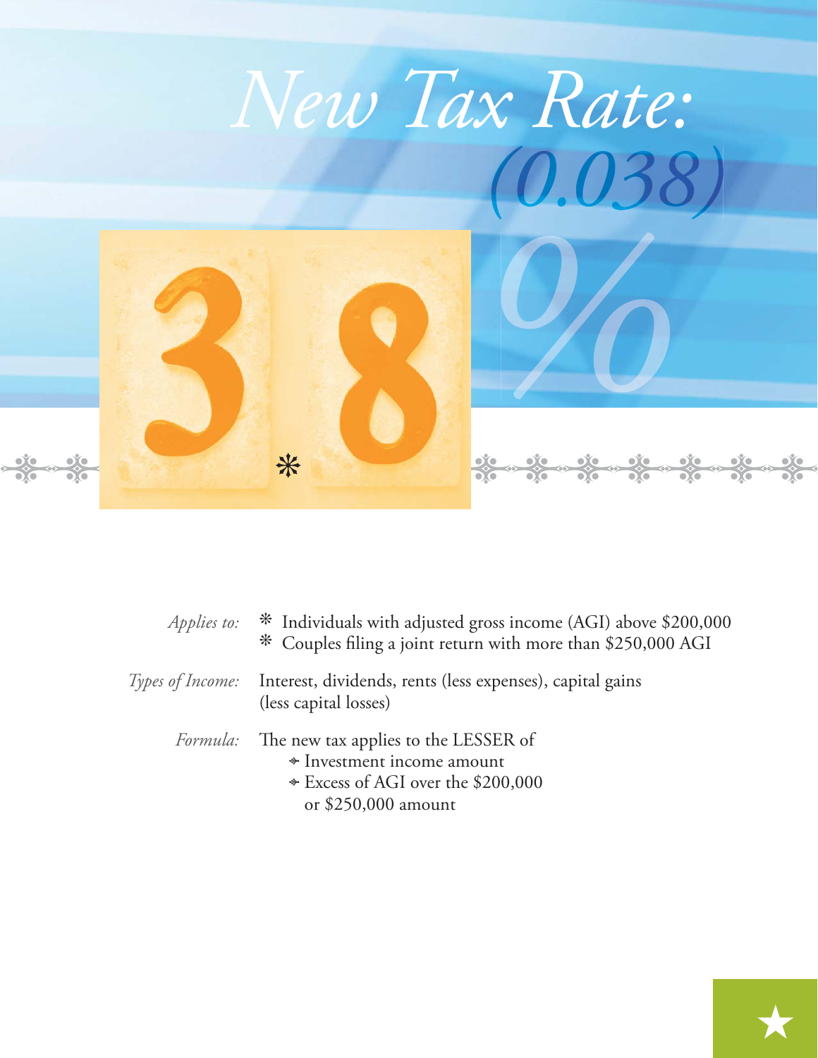# *New Tax Rate:*

## *(0.038)*

## 3.8%

*Applies to:*

- Individuals with adjusted gross income (AGI) above $200,000
- Couples filing a joint return with more than $250,000 AGI

*Types of Income:* Interest, dividends, rents (less expenses), capital gains (less capital losses)

*Formula:* The new tax applies to the LESSER of

- Investment income amount
- Excess of AGI over the $200,000 or $250,000 amount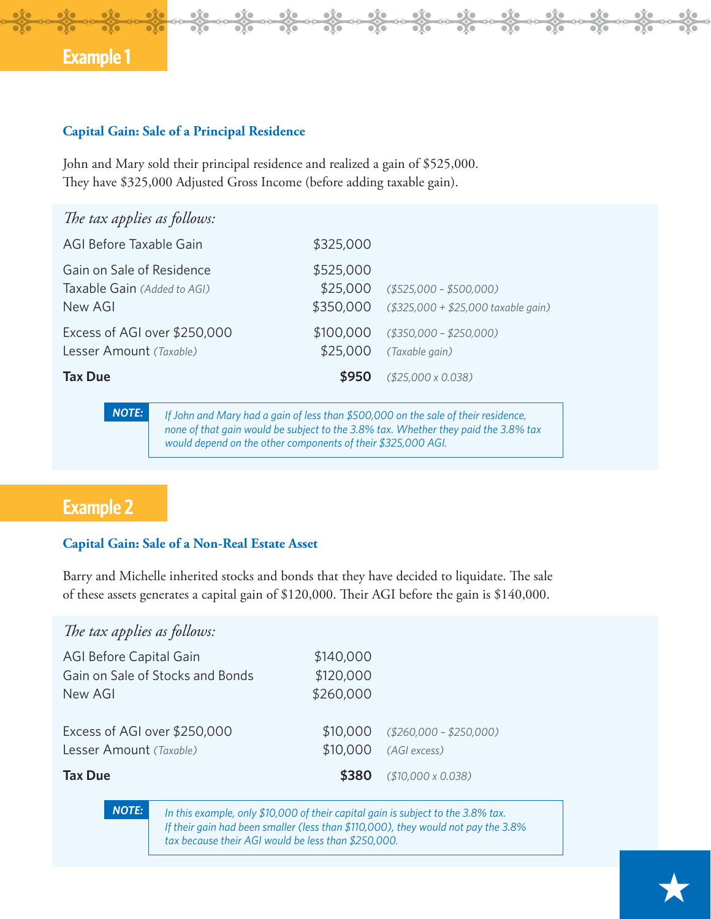## Example 1

### Capital Gain: Sale of a Principal Residence

John and Mary sold their principal residence and realized a gain of $525,000. They have $325,000 Adjusted Gross Income (before adding taxable gain).

*The tax applies as follows:*

| | | |
|---|---|---|
| AGI Before Taxable Gain | $325,000 | |
| Gain on Sale of Residence | $525,000 | |
| Taxable Gain *(Added to AGI)* | $25,000 | *($525,000 – $500,000)* |
| New AGI | $350,000 | *($325,000 + $25,000 taxable gain)* |
| Excess of AGI over $250,000 | $100,000 | *($350,000 – $250,000)* |
| Lesser Amount *(Taxable)* | $25,000 | *(Taxable gain)* |
| **Tax Due** | **$950** | *($25,000 x 0.038)* |

> ***NOTE:*** *If John and Mary had a gain of less than $500,000 on the sale of their residence, none of that gain would be subject to the 3.8% tax. Whether they paid the 3.8% tax would depend on the other components of their $325,000 AGI.*

## Example 2

### Capital Gain: Sale of a Non-Real Estate Asset

Barry and Michelle inherited stocks and bonds that they have decided to liquidate. The sale of these assets generates a capital gain of $120,000. Their AGI before the gain is $140,000.

*The tax applies as follows:*

| | | |
|---|---|---|
| AGI Before Capital Gain | $140,000 | |
| Gain on Sale of Stocks and Bonds | $120,000 | |
| New AGI | $260,000 | |
| Excess of AGI over $250,000 | $10,000 | *($260,000 – $250,000)* |
| Lesser Amount *(Taxable)* | $10,000 | *(AGI excess)* |
| **Tax Due** | **$380** | *($10,000 x 0.038)* |

> ***NOTE:*** *In this example, only $10,000 of their capital gain is subject to the 3.8% tax. If their gain had been smaller (less than $110,000), they would not pay the 3.8% tax because their AGI would be less than $250,000.*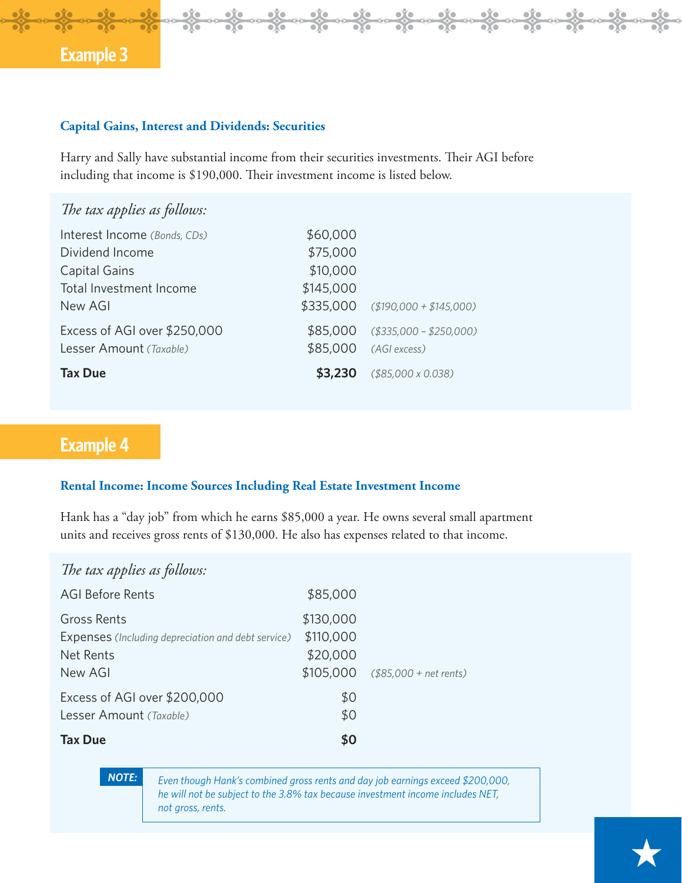## Example 3

### Capital Gains, Interest and Dividends: Securities

Harry and Sally have substantial income from their securities investments. Their AGI before including that income is $190,000. Their investment income is listed below.

*The tax applies as follows:*

| | | |
|---|---|---|
| Interest Income *(Bonds, CDs)* | $60,000 | |
| Dividend Income | $75,000 | |
| Capital Gains | $10,000 | |
| Total Investment Income | $145,000 | |
| New AGI | $335,000 | *($190,000 + $145,000)* |
| Excess of AGI over $250,000 | $85,000 | *($335,000 – $250,000)* |
| Lesser Amount *(Taxable)* | $85,000 | *(AGI excess)* |
| **Tax Due** | **$3,230** | *($85,000 x 0.038)* |

## Example 4

### Rental Income: Income Sources Including Real Estate Investment Income

Hank has a "day job" from which he earns $85,000 a year. He owns several small apartment units and receives gross rents of $130,000. He also has expenses related to that income.

*The tax applies as follows:*

| | | |
|---|---|---|
| AGI Before Rents | $85,000 | |
| Gross Rents | $130,000 | |
| Expenses *(Including depreciation and debt service)* | $110,000 | |
| Net Rents | $20,000 | |
| New AGI | $105,000 | *($85,000 + net rents)* |
| Excess of AGI over $200,000 | $0 | |
| Lesser Amount *(Taxable)* | $0 | |
| **Tax Due** | **$0** | |

***NOTE:*** *Even though Hank's combined gross rents and day job earnings exceed $200,000, he will not be subject to the 3.8% tax because investment income includes NET, not gross, rents.*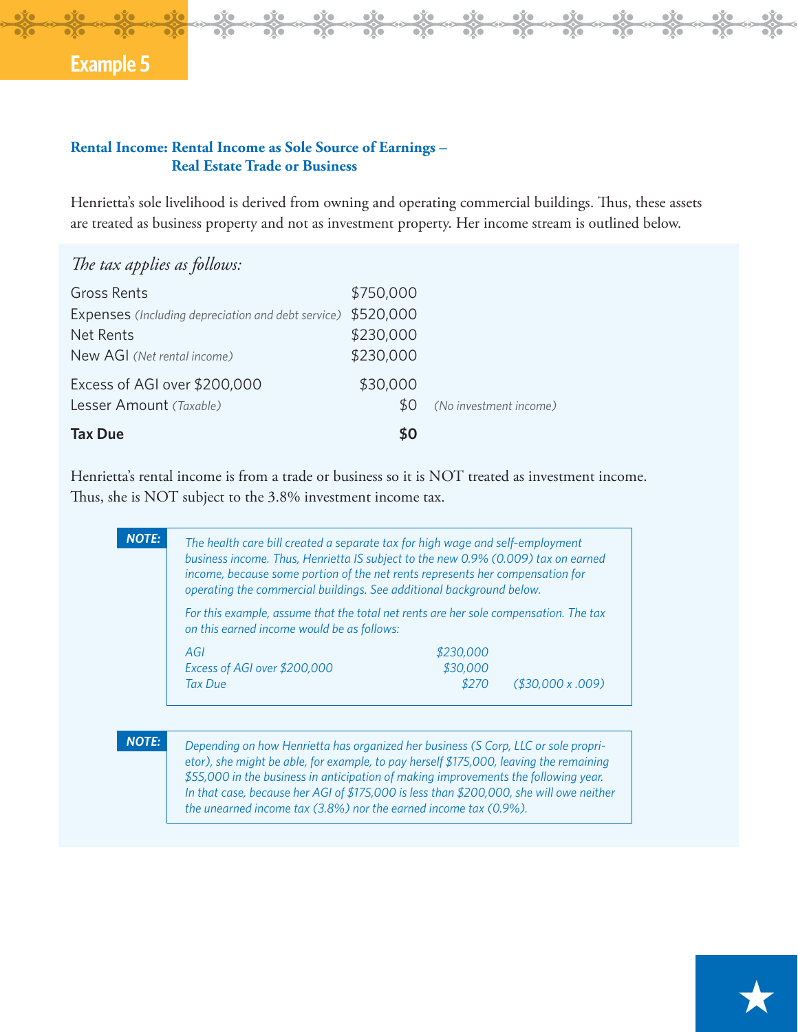## Example 5

### Rental Income: Rental Income as Sole Source of Earnings – Real Estate Trade or Business

Henrietta's sole livelihood is derived from owning and operating commercial buildings. Thus, these assets are treated as business property and not as investment property. Her income stream is outlined below.

*The tax applies as follows:*

| | | |
|---|---|---|
| Gross Rents | $750,000 | |
| Expenses *(Including depreciation and debt service)* | $520,000 | |
| Net Rents | $230,000 | |
| New AGI *(Net rental income)* | $230,000 | |
| Excess of AGI over $200,000 | $30,000 | |
| Lesser Amount *(Taxable)* | $0 | *(No investment income)* |
| **Tax Due** | **$0** | |

Henrietta's rental income is from a trade or business so it is NOT treated as investment income. Thus, she is NOT subject to the 3.8% investment income tax.

***NOTE:*** *The health care bill created a separate tax for high wage and self-employment business income. Thus, Henrietta IS subject to the new 0.9% (0.009) tax on earned income, because some portion of the net rents represents her compensation for operating the commercial buildings. See additional background below.*

*For this example, assume that the total net rents are her sole compensation. The tax on this earned income would be as follows:*

| | | |
|---|---|---|
| *AGI* | *$230,000* | |
| *Excess of AGI over $200,000* | *$30,000* | |
| *Tax Due* | *$270* | *($30,000 x .009)* |

***NOTE:*** *Depending on how Henrietta has organized her business (S Corp, LLC or sole proprietor), she might be able, for example, to pay herself $175,000, leaving the remaining $55,000 in the business in anticipation of making improvements the following year. In that case, because her AGI of $175,000 is less than $200,000, she will owe neither the unearned income tax (3.8%) nor the earned income tax (0.9%).*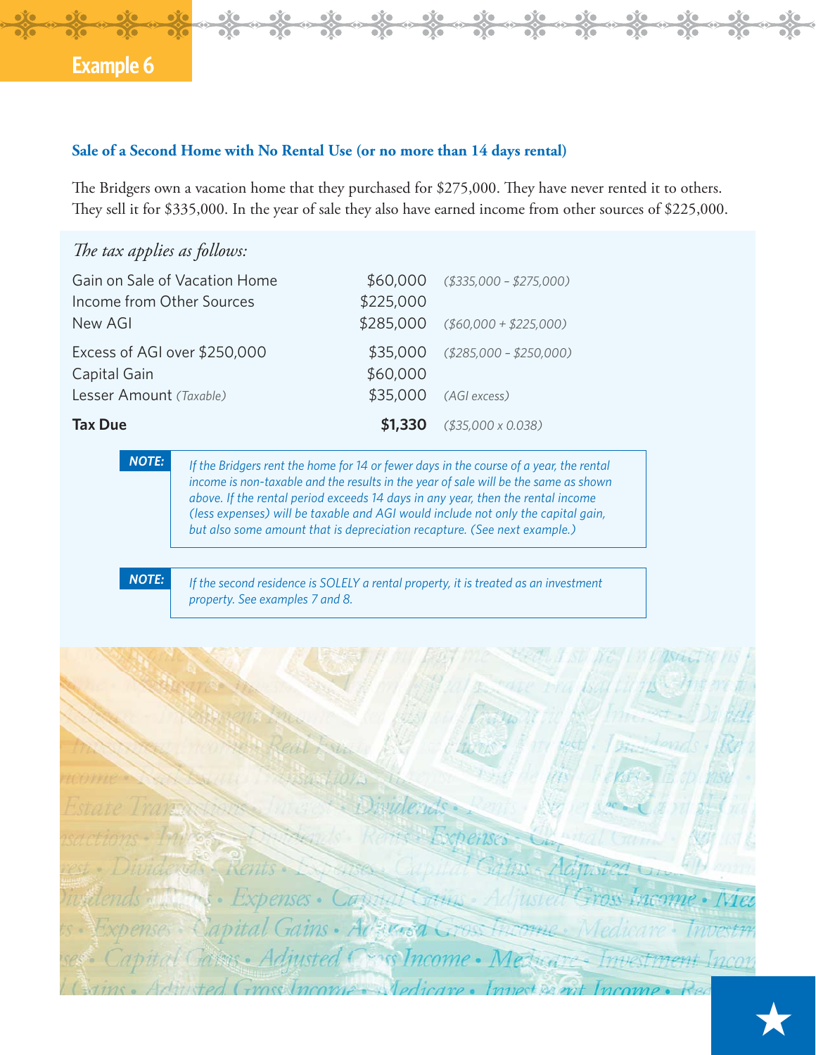## Example 6

### Sale of a Second Home with No Rental Use (or no more than 14 days rental)

The Bridgers own a vacation home that they purchased for $275,000. They have never rented it to others. They sell it for $335,000. In the year of sale they also have earned income from other sources of $225,000.

*The tax applies as follows:*

| | | |
|---|---|---|
| Gain on Sale of Vacation Home | $60,000 | *($335,000 – $275,000)* |
| Income from Other Sources | $225,000 | |
| New AGI | $285,000 | *($60,000 + $225,000)* |
| Excess of AGI over $250,000 | $35,000 | *($285,000 – $250,000)* |
| Capital Gain | $60,000 | |
| Lesser Amount *(Taxable)* | $35,000 | *(AGI excess)* |
| **Tax Due** | **$1,330** | *($35,000 x 0.038)* |

***NOTE:*** *If the Bridgers rent the home for 14 or fewer days in the course of a year, the rental income is non-taxable and the results in the year of sale will be the same as shown above. If the rental period exceeds 14 days in any year, then the rental income (less expenses) will be taxable and AGI would include not only the capital gain, but also some amount that is depreciation recapture. (See next example.)*

***NOTE:*** *If the second residence is SOLELY a rental property, it is treated as an investment property. See examples 7 and 8.*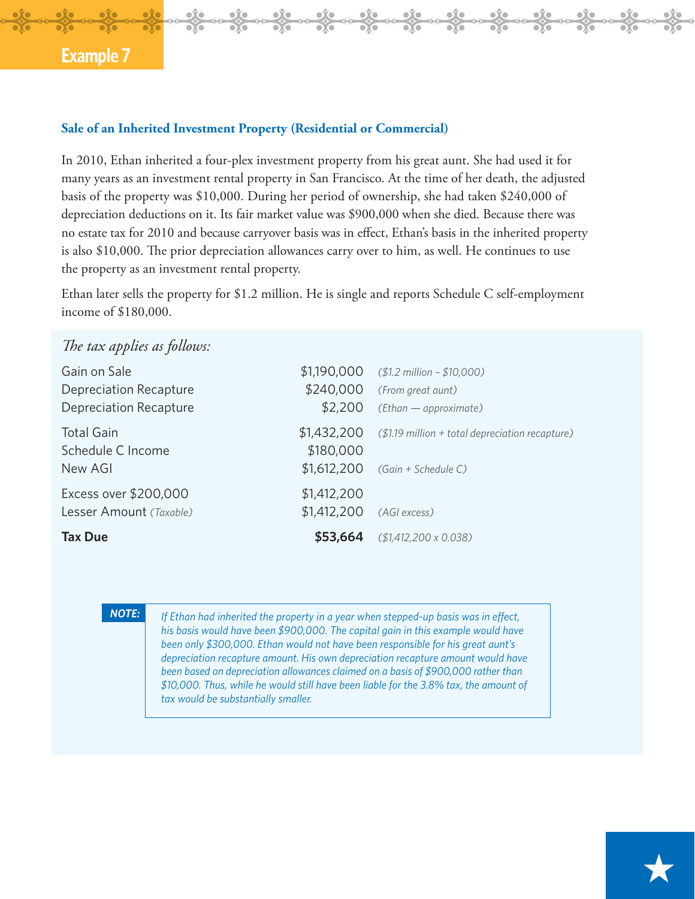## Example 7

### Sale of an Inherited Investment Property (Residential or Commercial)

In 2010, Ethan inherited a four-plex investment property from his great aunt. She had used it for many years as an investment rental property in San Francisco. At the time of her death, the adjusted basis of the property was $10,000. During her period of ownership, she had taken $240,000 of depreciation deductions on it. Its fair market value was $900,000 when she died. Because there was no estate tax for 2010 and because carryover basis was in effect, Ethan's basis in the inherited property is also $10,000. The prior depreciation allowances carry over to him, as well. He continues to use the property as an investment rental property.

Ethan later sells the property for $1.2 million. He is single and reports Schedule C self-employment income of $180,000.

*The tax applies as follows:*

| | | |
|---|---|---|
| Gain on Sale | $1,190,000 | *($1.2 million – $10,000)* |
| Depreciation Recapture | $240,000 | *(From great aunt)* |
| Depreciation Recapture | $2,200 | *(Ethan — approximate)* |
| Total Gain | $1,432,200 | *($1.19 million + total depreciation recapture)* |
| Schedule C Income | $180,000 | |
| New AGI | $1,612,200 | *(Gain + Schedule C)* |
| Excess over $200,000 | $1,412,200 | |
| Lesser Amount *(Taxable)* | $1,412,200 | *(AGI excess)* |
| **Tax Due** | **$53,664** | *($1,412,200 x 0.038)* |

**NOTE:** *If Ethan had inherited the property in a year when stepped-up basis was in effect, his basis would have been $900,000. The capital gain in this example would have been only $300,000. Ethan would not have been responsible for his great aunt's depreciation recapture amount. His own depreciation recapture amount would have been based on depreciation allowances claimed on a basis of $900,000 rather than $10,000. Thus, while he would still have been liable for the 3.8% tax, the amount of tax would be substantially smaller.*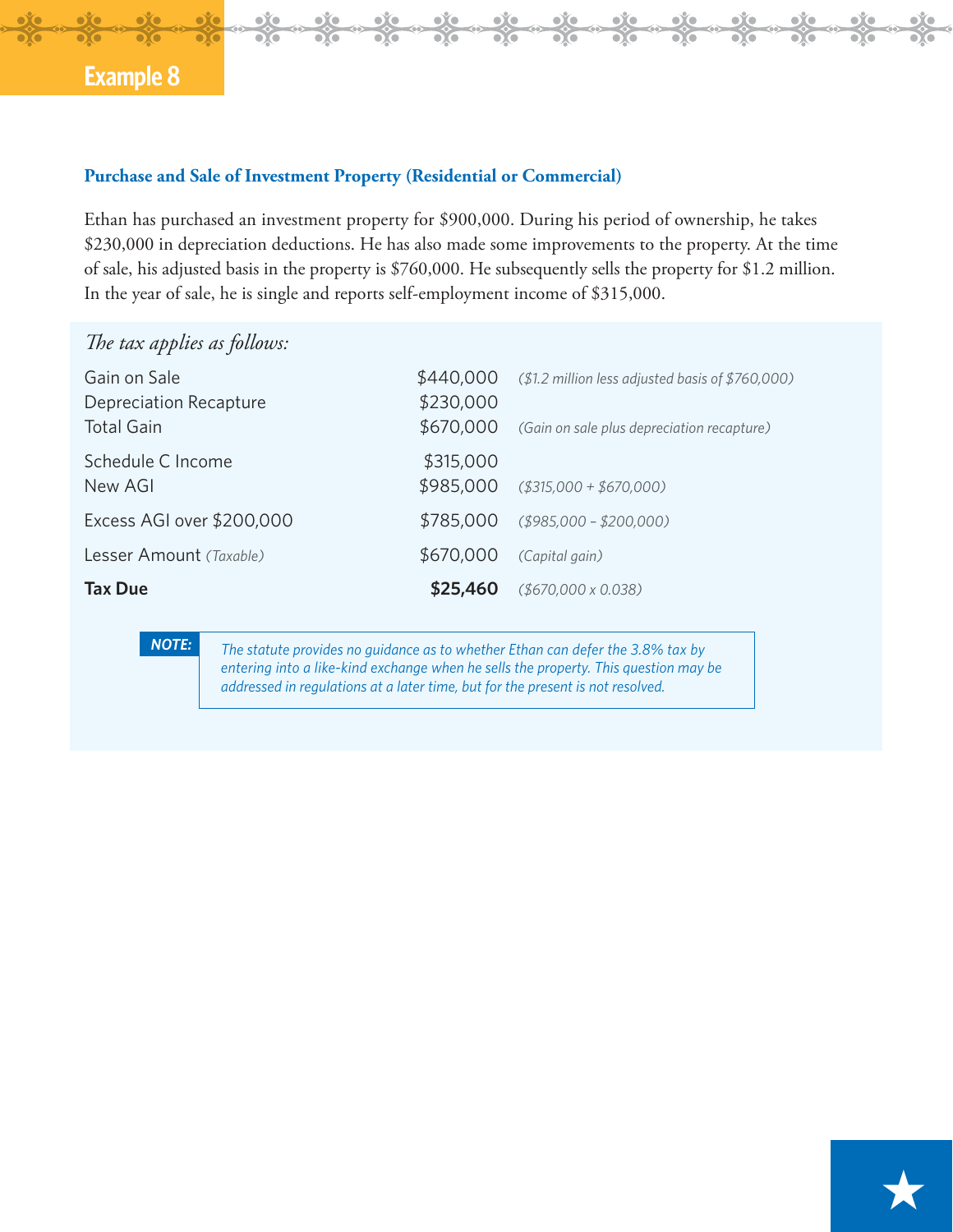## Example 8

### Purchase and Sale of Investment Property (Residential or Commercial)

Ethan has purchased an investment property for $900,000. During his period of ownership, he takes $230,000 in depreciation deductions. He has also made some improvements to the property. At the time of sale, his adjusted basis in the property is $760,000. He subsequently sells the property for $1.2 million. In the year of sale, he is single and reports self-employment income of $315,000.

*The tax applies as follows:*

| | | |
|---|---|---|
| Gain on Sale | $440,000 | *($1.2 million less adjusted basis of $760,000)* |
| Depreciation Recapture | $230,000 | |
| Total Gain | $670,000 | *(Gain on sale plus depreciation recapture)* |
| Schedule C Income | $315,000 | |
| New AGI | $985,000 | *($315,000 + $670,000)* |
| Excess AGI over $200,000 | $785,000 | *($985,000 – $200,000)* |
| Lesser Amount *(Taxable)* | $670,000 | *(Capital gain)* |
| **Tax Due** | **$25,460** | *($670,000 x 0.038)* |

***NOTE:*** *The statute provides no guidance as to whether Ethan can defer the 3.8% tax by entering into a like-kind exchange when he sells the property. This question may be addressed in regulations at a later time, but for the present is not resolved.*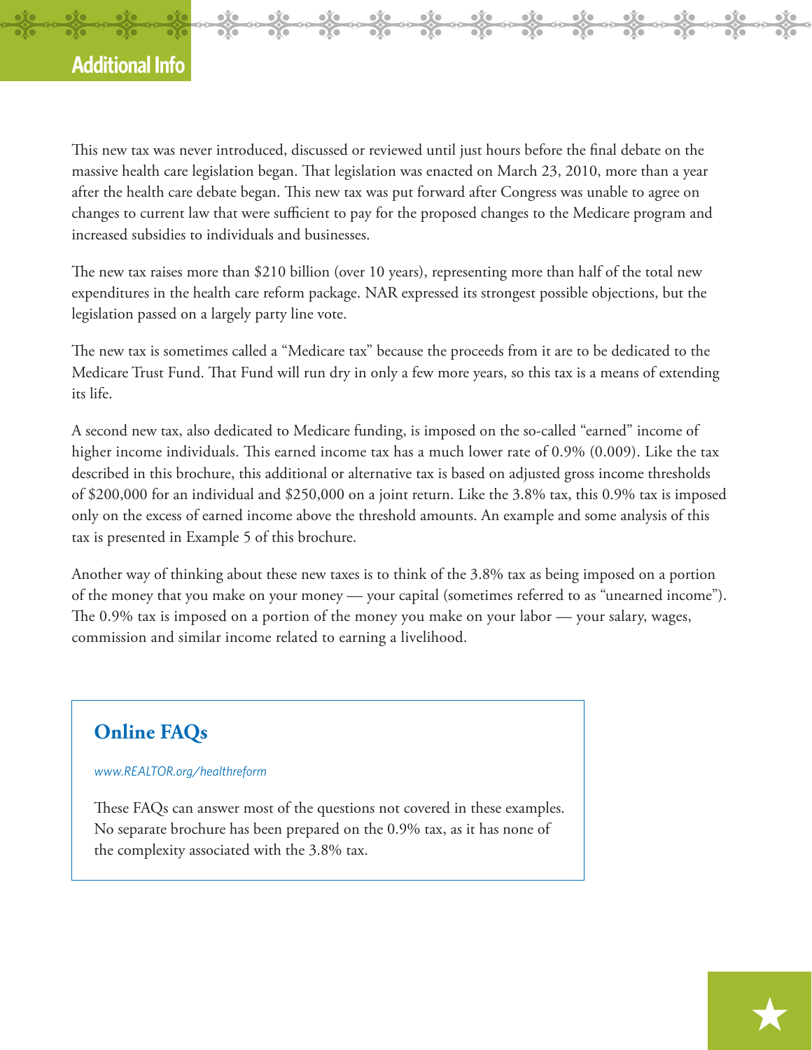## Additional Info

This new tax was never introduced, discussed or reviewed until just hours before the final debate on the massive health care legislation began. That legislation was enacted on March 23, 2010, more than a year after the health care debate began. This new tax was put forward after Congress was unable to agree on changes to current law that were sufficient to pay for the proposed changes to the Medicare program and increased subsidies to individuals and businesses.

The new tax raises more than $210 billion (over 10 years), representing more than half of the total new expenditures in the health care reform package. NAR expressed its strongest possible objections, but the legislation passed on a largely party line vote.

The new tax is sometimes called a "Medicare tax" because the proceeds from it are to be dedicated to the Medicare Trust Fund. That Fund will run dry in only a few more years, so this tax is a means of extending its life.

A second new tax, also dedicated to Medicare funding, is imposed on the so-called "earned" income of higher income individuals. This earned income tax has a much lower rate of 0.9% (0.009). Like the tax described in this brochure, this additional or alternative tax is based on adjusted gross income thresholds of $200,000 for an individual and $250,000 on a joint return. Like the 3.8% tax, this 0.9% tax is imposed only on the excess of earned income above the threshold amounts. An example and some analysis of this tax is presented in Example 5 of this brochure.

Another way of thinking about these new taxes is to think of the 3.8% tax as being imposed on a portion of the money that you make on your money — your capital (sometimes referred to as "unearned income"). The 0.9% tax is imposed on a portion of the money you make on your labor — your salary, wages, commission and similar income related to earning a livelihood.

### Online FAQs

*www.REALTOR.org/healthreform*

These FAQs can answer most of the questions not covered in these examples. No separate brochure has been prepared on the 0.9% tax, as it has none of the complexity associated with the 3.8% tax.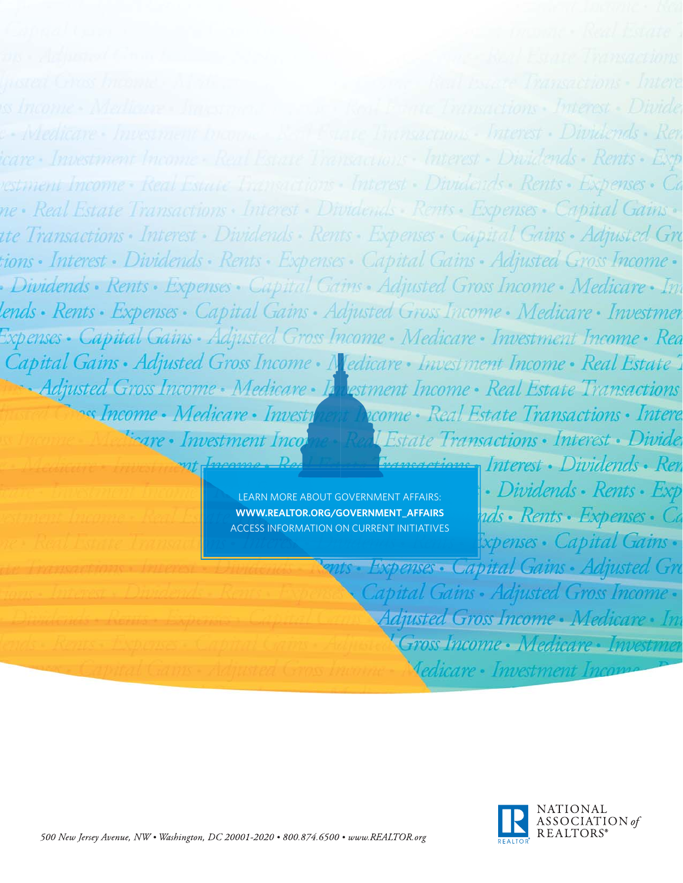LEARN MORE ABOUT GOVERNMENT AFFAIRS:
**WWW.REALTOR.ORG/GOVERNMENT_AFFAIRS**
ACCESS INFORMATION ON CURRENT INITIATIVES

NATIONAL ASSOCIATION *of* REALTORS®

*500 New Jersey Avenue, NW • Washington, DC 20001-2020 • 800.874.6500 • www.REALTOR.org*